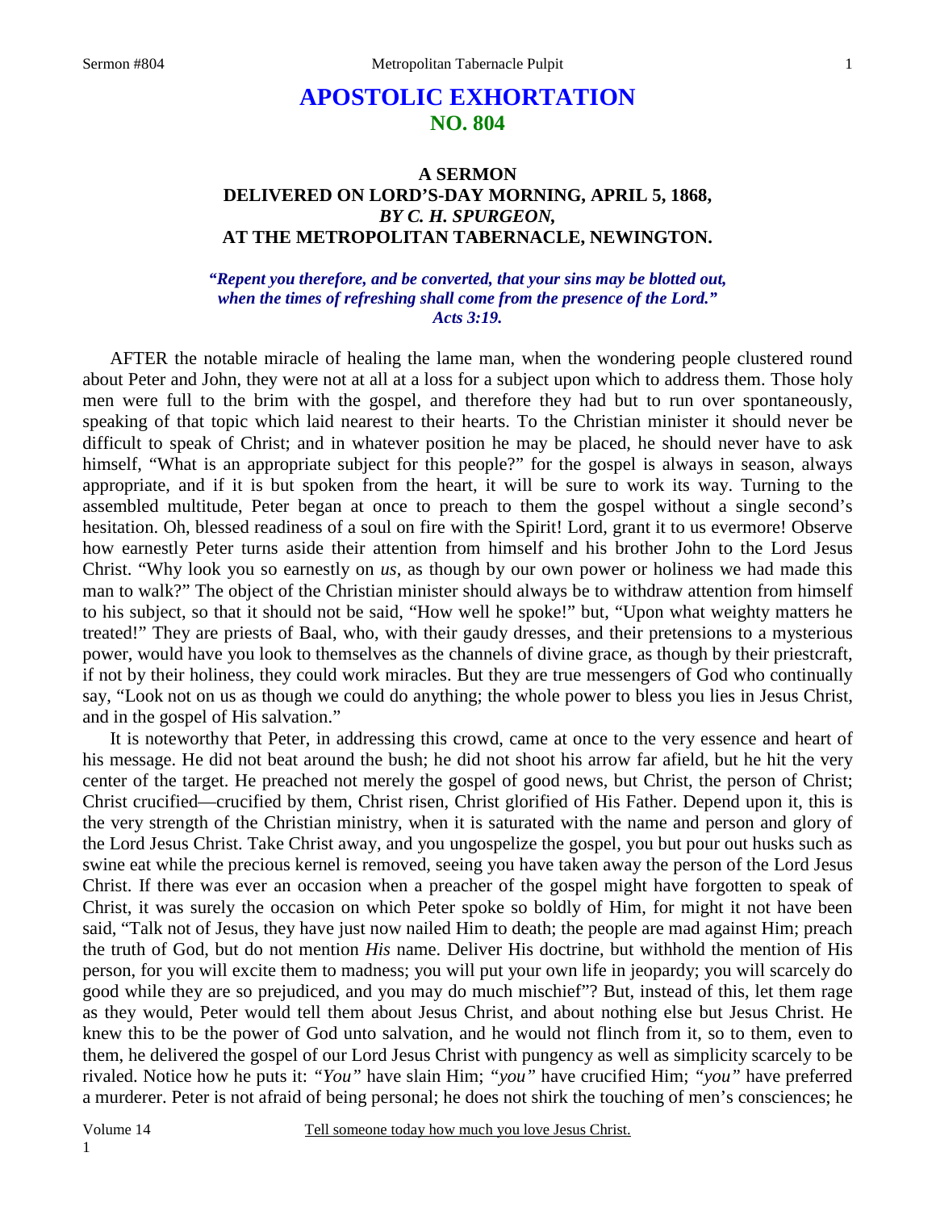# APOSTOLIC EXHORTATION
## NO. 804

### A SERMON
### DELIVERED ON LORD'S-DAY MORNING, APRIL 5, 1868,
### *BY C. H. SPURGEON,*
### AT THE METROPOLITAN TABERNACLE, NEWINGTON.

***"Repent you therefore, and be converted, that your sins may be blotted out, when the times of refreshing shall come from the presence of the Lord." Acts 3:19.***

AFTER the notable miracle of healing the lame man, when the wondering people clustered round about Peter and John, they were not at all at a loss for a subject upon which to address them. Those holy men were full to the brim with the gospel, and therefore they had but to run over spontaneously, speaking of that topic which laid nearest to their hearts. To the Christian minister it should never be difficult to speak of Christ; and in whatever position he may be placed, he should never have to ask himself, "What is an appropriate subject for this people?" for the gospel is always in season, always appropriate, and if it is but spoken from the heart, it will be sure to work its way. Turning to the assembled multitude, Peter began at once to preach to them the gospel without a single second's hesitation. Oh, blessed readiness of a soul on fire with the Spirit! Lord, grant it to us evermore! Observe how earnestly Peter turns aside their attention from himself and his brother John to the Lord Jesus Christ. "Why look you so earnestly on *us*, as though by our own power or holiness we had made this man to walk?" The object of the Christian minister should always be to withdraw attention from himself to his subject, so that it should not be said, "How well he spoke!" but, "Upon what weighty matters he treated!" They are priests of Baal, who, with their gaudy dresses, and their pretensions to a mysterious power, would have you look to themselves as the channels of divine grace, as though by their priestcraft, if not by their holiness, they could work miracles. But they are true messengers of God who continually say, "Look not on us as though we could do anything; the whole power to bless you lies in Jesus Christ, and in the gospel of His salvation."

It is noteworthy that Peter, in addressing this crowd, came at once to the very essence and heart of his message. He did not beat around the bush; he did not shoot his arrow far afield, but he hit the very center of the target. He preached not merely the gospel of good news, but Christ, the person of Christ; Christ crucified—crucified by them, Christ risen, Christ glorified of His Father. Depend upon it, this is the very strength of the Christian ministry, when it is saturated with the name and person and glory of the Lord Jesus Christ. Take Christ away, and you ungospelize the gospel, you but pour out husks such as swine eat while the precious kernel is removed, seeing you have taken away the person of the Lord Jesus Christ. If there was ever an occasion when a preacher of the gospel might have forgotten to speak of Christ, it was surely the occasion on which Peter spoke so boldly of Him, for might it not have been said, "Talk not of Jesus, they have just now nailed Him to death; the people are mad against Him; preach the truth of God, but do not mention *His* name. Deliver His doctrine, but withhold the mention of His person, for you will excite them to madness; you will put your own life in jeopardy; you will scarcely do good while they are so prejudiced, and you may do much mischief"? But, instead of this, let them rage as they would, Peter would tell them about Jesus Christ, and about nothing else but Jesus Christ. He knew this to be the power of God unto salvation, and he would not flinch from it, so to them, even to them, he delivered the gospel of our Lord Jesus Christ with pungency as well as simplicity scarcely to be rivaled. Notice how he puts it: *"You"* have slain Him; *"you"* have crucified Him; *"you"* have preferred a murderer. Peter is not afraid of being personal; he does not shirk the touching of men's consciences; he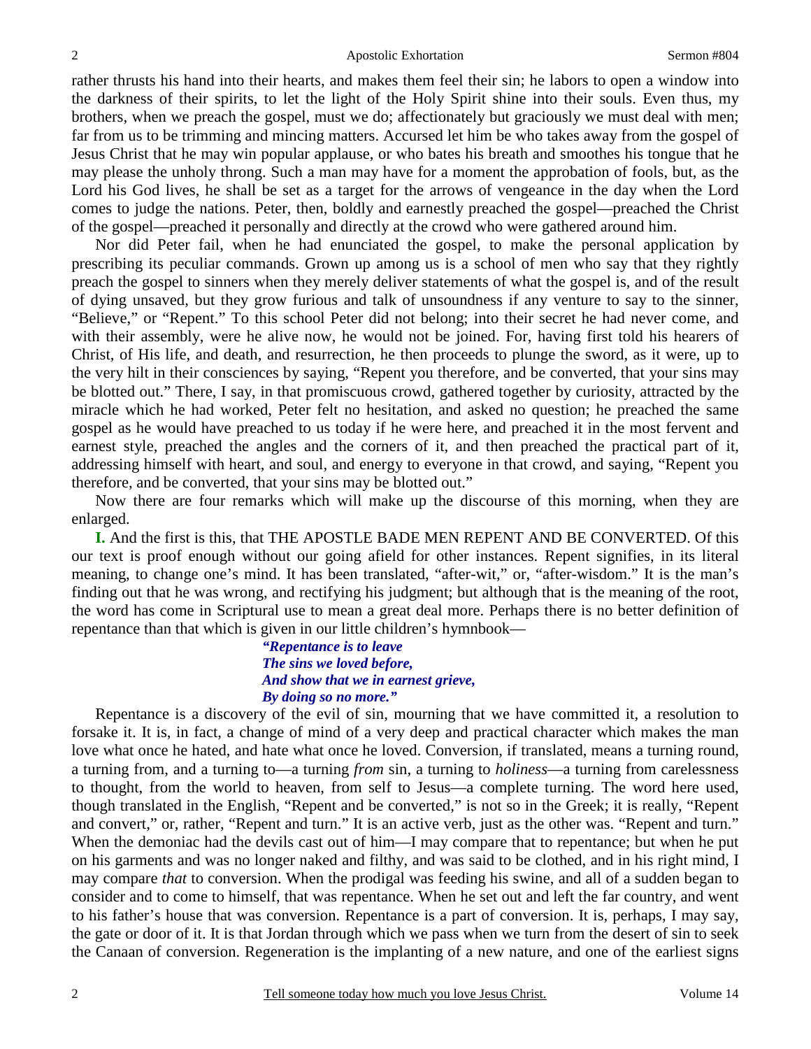rather thrusts his hand into their hearts, and makes them feel their sin; he labors to open a window into the darkness of their spirits, to let the light of the Holy Spirit shine into their souls. Even thus, my brothers, when we preach the gospel, must we do; affectionately but graciously we must deal with men; far from us to be trimming and mincing matters. Accursed let him be who takes away from the gospel of Jesus Christ that he may win popular applause, or who bates his breath and smoothes his tongue that he may please the unholy throng. Such a man may have for a moment the approbation of fools, but, as the Lord his God lives, he shall be set as a target for the arrows of vengeance in the day when the Lord comes to judge the nations. Peter, then, boldly and earnestly preached the gospel—preached the Christ of the gospel—preached it personally and directly at the crowd who were gathered around him.

Nor did Peter fail, when he had enunciated the gospel, to make the personal application by prescribing its peculiar commands. Grown up among us is a school of men who say that they rightly preach the gospel to sinners when they merely deliver statements of what the gospel is, and of the result of dying unsaved, but they grow furious and talk of unsoundness if any venture to say to the sinner, "Believe," or "Repent." To this school Peter did not belong; into their secret he had never come, and with their assembly, were he alive now, he would not be joined. For, having first told his hearers of Christ, of His life, and death, and resurrection, he then proceeds to plunge the sword, as it were, up to the very hilt in their consciences by saying, "Repent you therefore, and be converted, that your sins may be blotted out." There, I say, in that promiscuous crowd, gathered together by curiosity, attracted by the miracle which he had worked, Peter felt no hesitation, and asked no question; he preached the same gospel as he would have preached to us today if he were here, and preached it in the most fervent and earnest style, preached the angles and the corners of it, and then preached the practical part of it, addressing himself with heart, and soul, and energy to everyone in that crowd, and saying, "Repent you therefore, and be converted, that your sins may be blotted out."

Now there are four remarks which will make up the discourse of this morning, when they are enlarged.

**I.** And the first is this, that THE APOSTLE BADE MEN REPENT AND BE CONVERTED. Of this our text is proof enough without our going afield for other instances. Repent signifies, in its literal meaning, to change one's mind. It has been translated, "after-wit," or, "after-wisdom." It is the man's finding out that he was wrong, and rectifying his judgment; but although that is the meaning of the root, the word has come in Scriptural use to mean a great deal more. Perhaps there is no better definition of repentance than that which is given in our little children's hymnbook—

> ***"Repentance is to leave***
> ***The sins we loved before,***
> ***And show that we in earnest grieve,***
> ***By doing so no more."***

Repentance is a discovery of the evil of sin, mourning that we have committed it, a resolution to forsake it. It is, in fact, a change of mind of a very deep and practical character which makes the man love what once he hated, and hate what once he loved. Conversion, if translated, means a turning round, a turning from, and a turning to—a turning *from* sin, a turning to *holiness*—a turning from carelessness to thought, from the world to heaven, from self to Jesus—a complete turning. The word here used, though translated in the English, "Repent and be converted," is not so in the Greek; it is really, "Repent and convert," or, rather, "Repent and turn." It is an active verb, just as the other was. "Repent and turn." When the demoniac had the devils cast out of him—I may compare that to repentance; but when he put on his garments and was no longer naked and filthy, and was said to be clothed, and in his right mind, I may compare *that* to conversion. When the prodigal was feeding his swine, and all of a sudden began to consider and to come to himself, that was repentance. When he set out and left the far country, and went to his father's house that was conversion. Repentance is a part of conversion. It is, perhaps, I may say, the gate or door of it. It is that Jordan through which we pass when we turn from the desert of sin to seek the Canaan of conversion. Regeneration is the implanting of a new nature, and one of the earliest signs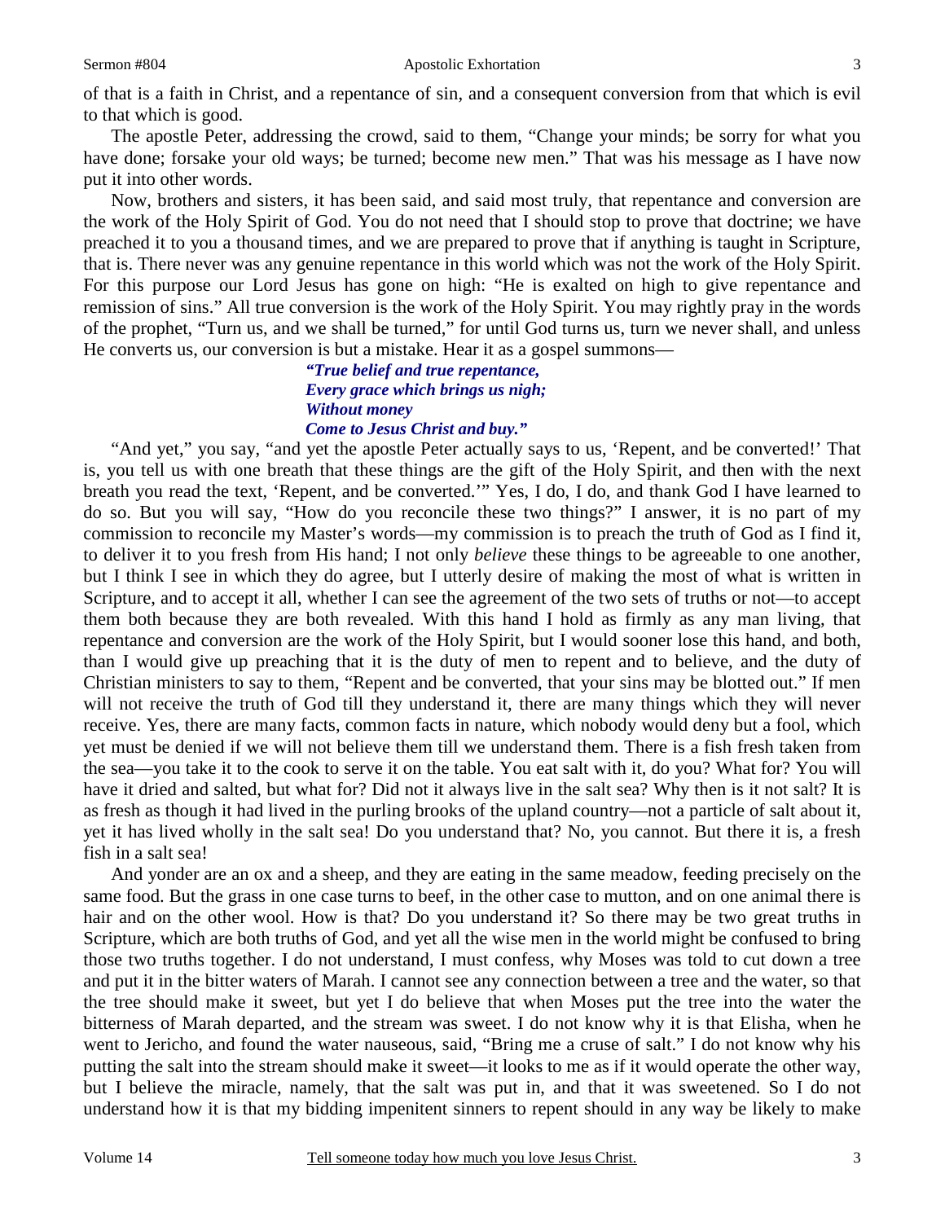of that is a faith in Christ, and a repentance of sin, and a consequent conversion from that which is evil to that which is good.

The apostle Peter, addressing the crowd, said to them, "Change your minds; be sorry for what you have done; forsake your old ways; be turned; become new men." That was his message as I have now put it into other words.

Now, brothers and sisters, it has been said, and said most truly, that repentance and conversion are the work of the Holy Spirit of God. You do not need that I should stop to prove that doctrine; we have preached it to you a thousand times, and we are prepared to prove that if anything is taught in Scripture, that is. There never was any genuine repentance in this world which was not the work of the Holy Spirit. For this purpose our Lord Jesus has gone on high: "He is exalted on high to give repentance and remission of sins." All true conversion is the work of the Holy Spirit. You may rightly pray in the words of the prophet, "Turn us, and we shall be turned," for until God turns us, turn we never shall, and unless He converts us, our conversion is but a mistake. Hear it as a gospel summons—

> ***"True belief and true repentance,***
> ***Every grace which brings us nigh;***
> ***Without money***
> ***Come to Jesus Christ and buy."***

"And yet," you say, "and yet the apostle Peter actually says to us, 'Repent, and be converted!' That is, you tell us with one breath that these things are the gift of the Holy Spirit, and then with the next breath you read the text, 'Repent, and be converted.'" Yes, I do, I do, and thank God I have learned to do so. But you will say, "How do you reconcile these two things?" I answer, it is no part of my commission to reconcile my Master's words—my commission is to preach the truth of God as I find it, to deliver it to you fresh from His hand; I not only *believe* these things to be agreeable to one another, but I think I see in which they do agree, but I utterly desire of making the most of what is written in Scripture, and to accept it all, whether I can see the agreement of the two sets of truths or not—to accept them both because they are both revealed. With this hand I hold as firmly as any man living, that repentance and conversion are the work of the Holy Spirit, but I would sooner lose this hand, and both, than I would give up preaching that it is the duty of men to repent and to believe, and the duty of Christian ministers to say to them, "Repent and be converted, that your sins may be blotted out." If men will not receive the truth of God till they understand it, there are many things which they will never receive. Yes, there are many facts, common facts in nature, which nobody would deny but a fool, which yet must be denied if we will not believe them till we understand them. There is a fish fresh taken from the sea—you take it to the cook to serve it on the table. You eat salt with it, do you? What for? You will have it dried and salted, but what for? Did not it always live in the salt sea? Why then is it not salt? It is as fresh as though it had lived in the purling brooks of the upland country—not a particle of salt about it, yet it has lived wholly in the salt sea! Do you understand that? No, you cannot. But there it is, a fresh fish in a salt sea!

And yonder are an ox and a sheep, and they are eating in the same meadow, feeding precisely on the same food. But the grass in one case turns to beef, in the other case to mutton, and on one animal there is hair and on the other wool. How is that? Do you understand it? So there may be two great truths in Scripture, which are both truths of God, and yet all the wise men in the world might be confused to bring those two truths together. I do not understand, I must confess, why Moses was told to cut down a tree and put it in the bitter waters of Marah. I cannot see any connection between a tree and the water, so that the tree should make it sweet, but yet I do believe that when Moses put the tree into the water the bitterness of Marah departed, and the stream was sweet. I do not know why it is that Elisha, when he went to Jericho, and found the water nauseous, said, "Bring me a cruse of salt." I do not know why his putting the salt into the stream should make it sweet—it looks to me as if it would operate the other way, but I believe the miracle, namely, that the salt was put in, and that it was sweetened. So I do not understand how it is that my bidding impenitent sinners to repent should in any way be likely to make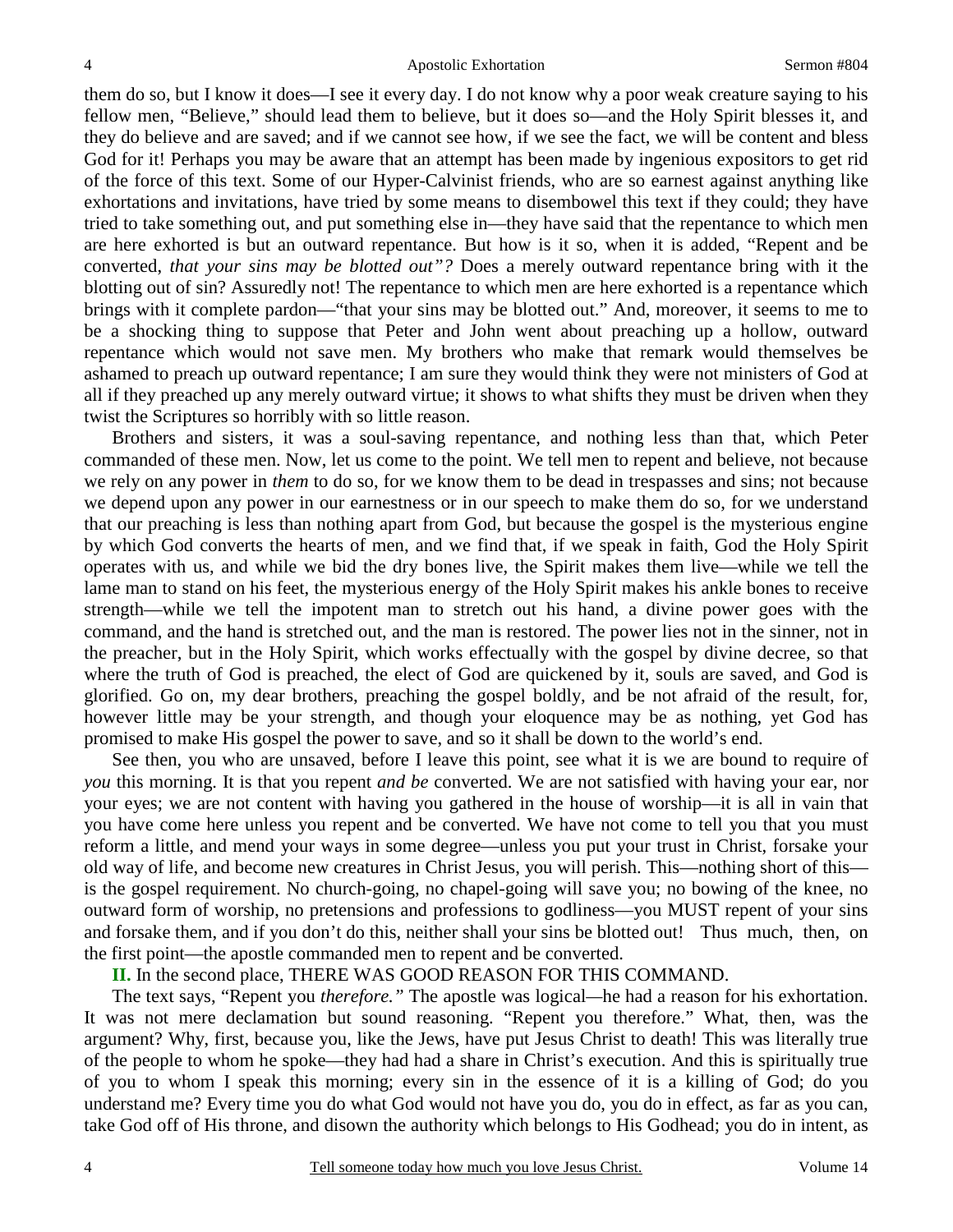them do so, but I know it does—I see it every day. I do not know why a poor weak creature saying to his fellow men, "Believe," should lead them to believe, but it does so—and the Holy Spirit blesses it, and they do believe and are saved; and if we cannot see how, if we see the fact, we will be content and bless God for it! Perhaps you may be aware that an attempt has been made by ingenious expositors to get rid of the force of this text. Some of our Hyper-Calvinist friends, who are so earnest against anything like exhortations and invitations, have tried by some means to disembowel this text if they could; they have tried to take something out, and put something else in—they have said that the repentance to which men are here exhorted is but an outward repentance. But how is it so, when it is added, "Repent and be converted, *that your sins may be blotted out"?* Does a merely outward repentance bring with it the blotting out of sin? Assuredly not! The repentance to which men are here exhorted is a repentance which brings with it complete pardon—"that your sins may be blotted out." And, moreover, it seems to me to be a shocking thing to suppose that Peter and John went about preaching up a hollow, outward repentance which would not save men. My brothers who make that remark would themselves be ashamed to preach up outward repentance; I am sure they would think they were not ministers of God at all if they preached up any merely outward virtue; it shows to what shifts they must be driven when they twist the Scriptures so horribly with so little reason.

Brothers and sisters, it was a soul-saving repentance, and nothing less than that, which Peter commanded of these men. Now, let us come to the point. We tell men to repent and believe, not because we rely on any power in *them* to do so, for we know them to be dead in trespasses and sins; not because we depend upon any power in our earnestness or in our speech to make them do so, for we understand that our preaching is less than nothing apart from God, but because the gospel is the mysterious engine by which God converts the hearts of men, and we find that, if we speak in faith, God the Holy Spirit operates with us, and while we bid the dry bones live, the Spirit makes them live—while we tell the lame man to stand on his feet, the mysterious energy of the Holy Spirit makes his ankle bones to receive strength—while we tell the impotent man to stretch out his hand, a divine power goes with the command, and the hand is stretched out, and the man is restored. The power lies not in the sinner, not in the preacher, but in the Holy Spirit, which works effectually with the gospel by divine decree, so that where the truth of God is preached, the elect of God are quickened by it, souls are saved, and God is glorified. Go on, my dear brothers, preaching the gospel boldly, and be not afraid of the result, for, however little may be your strength, and though your eloquence may be as nothing, yet God has promised to make His gospel the power to save, and so it shall be down to the world's end.

See then, you who are unsaved, before I leave this point, see what it is we are bound to require of *you* this morning. It is that you repent *and be* converted. We are not satisfied with having your ear, nor your eyes; we are not content with having you gathered in the house of worship—it is all in vain that you have come here unless you repent and be converted. We have not come to tell you that you must reform a little, and mend your ways in some degree—unless you put your trust in Christ, forsake your old way of life, and become new creatures in Christ Jesus, you will perish. This—nothing short of this—is the gospel requirement. No church-going, no chapel-going will save you; no bowing of the knee, no outward form of worship, no pretensions and professions to godliness—you MUST repent of your sins and forsake them, and if you don't do this, neither shall your sins be blotted out! Thus much, then, on the first point—the apostle commanded men to repent and be converted.

**II.** In the second place, THERE WAS GOOD REASON FOR THIS COMMAND.

The text says, "Repent you *therefore."* The apostle was logical—he had a reason for his exhortation. It was not mere declamation but sound reasoning. "Repent you therefore." What, then, was the argument? Why, first, because you, like the Jews, have put Jesus Christ to death! This was literally true of the people to whom he spoke—they had had a share in Christ's execution. And this is spiritually true of you to whom I speak this morning; every sin in the essence of it is a killing of God; do you understand me? Every time you do what God would not have you do, you do in effect, as far as you can, take God off of His throne, and disown the authority which belongs to His Godhead; you do in intent, as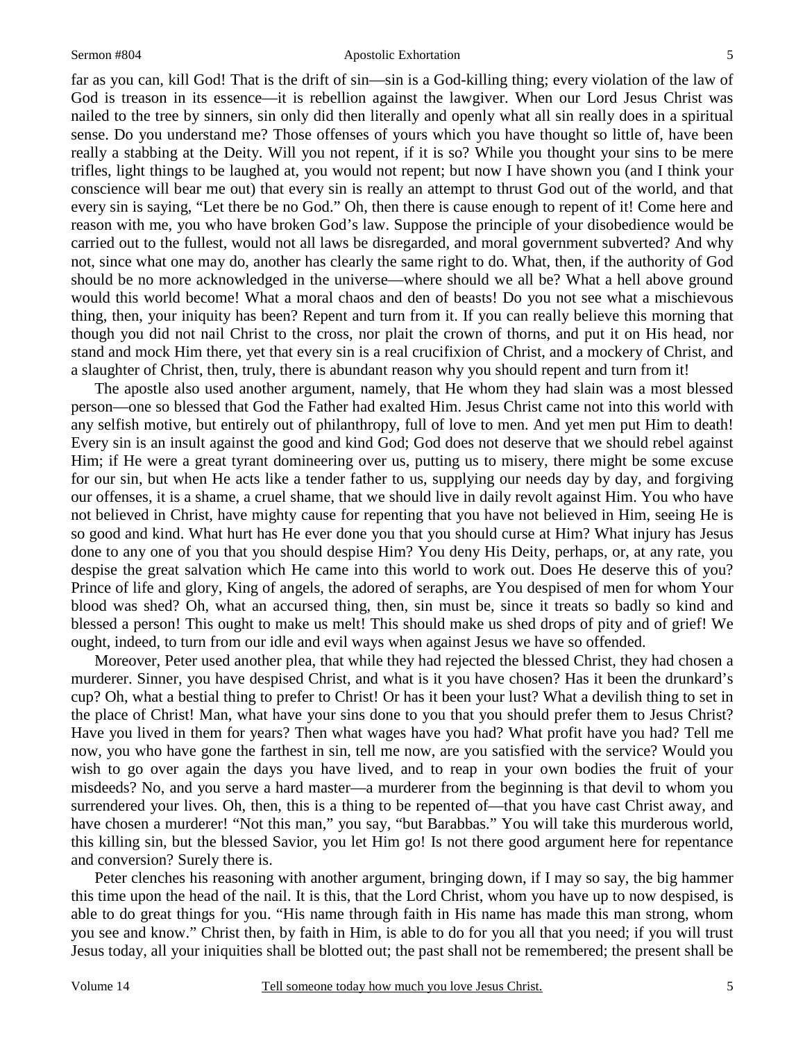far as you can, kill God! That is the drift of sin—sin is a God-killing thing; every violation of the law of God is treason in its essence—it is rebellion against the lawgiver. When our Lord Jesus Christ was nailed to the tree by sinners, sin only did then literally and openly what all sin really does in a spiritual sense. Do you understand me? Those offenses of yours which you have thought so little of, have been really a stabbing at the Deity. Will you not repent, if it is so? While you thought your sins to be mere trifles, light things to be laughed at, you would not repent; but now I have shown you (and I think your conscience will bear me out) that every sin is really an attempt to thrust God out of the world, and that every sin is saying, "Let there be no God." Oh, then there is cause enough to repent of it! Come here and reason with me, you who have broken God's law. Suppose the principle of your disobedience would be carried out to the fullest, would not all laws be disregarded, and moral government subverted? And why not, since what one may do, another has clearly the same right to do. What, then, if the authority of God should be no more acknowledged in the universe—where should we all be? What a hell above ground would this world become! What a moral chaos and den of beasts! Do you not see what a mischievous thing, then, your iniquity has been? Repent and turn from it. If you can really believe this morning that though you did not nail Christ to the cross, nor plait the crown of thorns, and put it on His head, nor stand and mock Him there, yet that every sin is a real crucifixion of Christ, and a mockery of Christ, and a slaughter of Christ, then, truly, there is abundant reason why you should repent and turn from it!

The apostle also used another argument, namely, that He whom they had slain was a most blessed person—one so blessed that God the Father had exalted Him. Jesus Christ came not into this world with any selfish motive, but entirely out of philanthropy, full of love to men. And yet men put Him to death! Every sin is an insult against the good and kind God; God does not deserve that we should rebel against Him; if He were a great tyrant domineering over us, putting us to misery, there might be some excuse for our sin, but when He acts like a tender father to us, supplying our needs day by day, and forgiving our offenses, it is a shame, a cruel shame, that we should live in daily revolt against Him. You who have not believed in Christ, have mighty cause for repenting that you have not believed in Him, seeing He is so good and kind. What hurt has He ever done you that you should curse at Him? What injury has Jesus done to any one of you that you should despise Him? You deny His Deity, perhaps, or, at any rate, you despise the great salvation which He came into this world to work out. Does He deserve this of you? Prince of life and glory, King of angels, the adored of seraphs, are You despised of men for whom Your blood was shed? Oh, what an accursed thing, then, sin must be, since it treats so badly so kind and blessed a person! This ought to make us melt! This should make us shed drops of pity and of grief! We ought, indeed, to turn from our idle and evil ways when against Jesus we have so offended.

Moreover, Peter used another plea, that while they had rejected the blessed Christ, they had chosen a murderer. Sinner, you have despised Christ, and what is it you have chosen? Has it been the drunkard's cup? Oh, what a bestial thing to prefer to Christ! Or has it been your lust? What a devilish thing to set in the place of Christ! Man, what have your sins done to you that you should prefer them to Jesus Christ? Have you lived in them for years? Then what wages have you had? What profit have you had? Tell me now, you who have gone the farthest in sin, tell me now, are you satisfied with the service? Would you wish to go over again the days you have lived, and to reap in your own bodies the fruit of your misdeeds? No, and you serve a hard master—a murderer from the beginning is that devil to whom you surrendered your lives. Oh, then, this is a thing to be repented of—that you have cast Christ away, and have chosen a murderer! "Not this man," you say, "but Barabbas." You will take this murderous world, this killing sin, but the blessed Savior, you let Him go! Is not there good argument here for repentance and conversion? Surely there is.

Peter clenches his reasoning with another argument, bringing down, if I may so say, the big hammer this time upon the head of the nail. It is this, that the Lord Christ, whom you have up to now despised, is able to do great things for you. "His name through faith in His name has made this man strong, whom you see and know." Christ then, by faith in Him, is able to do for you all that you need; if you will trust Jesus today, all your iniquities shall be blotted out; the past shall not be remembered; the present shall be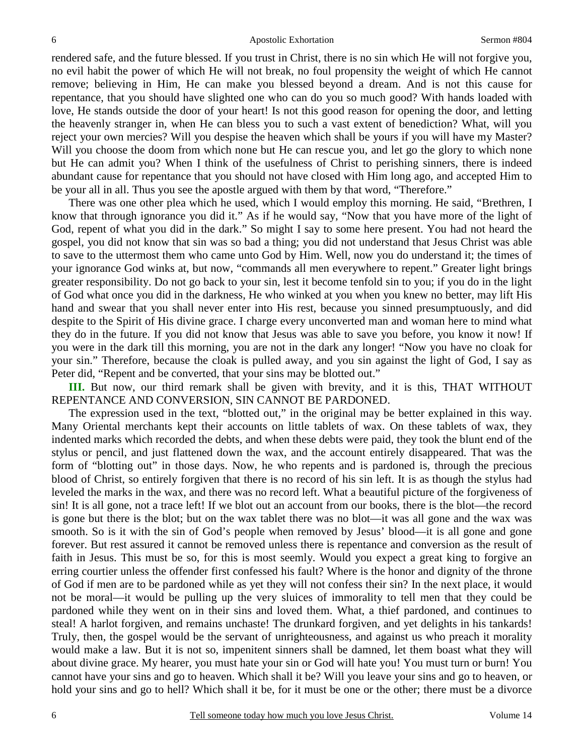rendered safe, and the future blessed. If you trust in Christ, there is no sin which He will not forgive you, no evil habit the power of which He will not break, no foul propensity the weight of which He cannot remove; believing in Him, He can make you blessed beyond a dream. And is not this cause for repentance, that you should have slighted one who can do you so much good? With hands loaded with love, He stands outside the door of your heart! Is not this good reason for opening the door, and letting the heavenly stranger in, when He can bless you to such a vast extent of benediction? What, will you reject your own mercies? Will you despise the heaven which shall be yours if you will have my Master? Will you choose the doom from which none but He can rescue you, and let go the glory to which none but He can admit you? When I think of the usefulness of Christ to perishing sinners, there is indeed abundant cause for repentance that you should not have closed with Him long ago, and accepted Him to be your all in all. Thus you see the apostle argued with them by that word, "Therefore."

There was one other plea which he used, which I would employ this morning. He said, "Brethren, I know that through ignorance you did it." As if he would say, "Now that you have more of the light of God, repent of what you did in the dark." So might I say to some here present. You had not heard the gospel, you did not know that sin was so bad a thing; you did not understand that Jesus Christ was able to save to the uttermost them who came unto God by Him. Well, now you do understand it; the times of your ignorance God winks at, but now, "commands all men everywhere to repent." Greater light brings greater responsibility. Do not go back to your sin, lest it become tenfold sin to you; if you do in the light of God what once you did in the darkness, He who winked at you when you knew no better, may lift His hand and swear that you shall never enter into His rest, because you sinned presumptuously, and did despite to the Spirit of His divine grace. I charge every unconverted man and woman here to mind what they do in the future. If you did not know that Jesus was able to save you before, you know it now! If you were in the dark till this morning, you are not in the dark any longer! "Now you have no cloak for your sin." Therefore, because the cloak is pulled away, and you sin against the light of God, I say as Peter did, "Repent and be converted, that your sins may be blotted out."

**III.** But now, our third remark shall be given with brevity, and it is this, THAT WITHOUT REPENTANCE AND CONVERSION, SIN CANNOT BE PARDONED.

The expression used in the text, "blotted out," in the original may be better explained in this way. Many Oriental merchants kept their accounts on little tablets of wax. On these tablets of wax, they indented marks which recorded the debts, and when these debts were paid, they took the blunt end of the stylus or pencil, and just flattened down the wax, and the account entirely disappeared. That was the form of "blotting out" in those days. Now, he who repents and is pardoned is, through the precious blood of Christ, so entirely forgiven that there is no record of his sin left. It is as though the stylus had leveled the marks in the wax, and there was no record left. What a beautiful picture of the forgiveness of sin! It is all gone, not a trace left! If we blot out an account from our books, there is the blot—the record is gone but there is the blot; but on the wax tablet there was no blot—it was all gone and the wax was smooth. So is it with the sin of God's people when removed by Jesus' blood—it is all gone and gone forever. But rest assured it cannot be removed unless there is repentance and conversion as the result of faith in Jesus. This must be so, for this is most seemly. Would you expect a great king to forgive an erring courtier unless the offender first confessed his fault? Where is the honor and dignity of the throne of God if men are to be pardoned while as yet they will not confess their sin? In the next place, it would not be moral—it would be pulling up the very sluices of immorality to tell men that they could be pardoned while they went on in their sins and loved them. What, a thief pardoned, and continues to steal! A harlot forgiven, and remains unchaste! The drunkard forgiven, and yet delights in his tankards! Truly, then, the gospel would be the servant of unrighteousness, and against us who preach it morality would make a law. But it is not so, impenitent sinners shall be damned, let them boast what they will about divine grace. My hearer, you must hate your sin or God will hate you! You must turn or burn! You cannot have your sins and go to heaven. Which shall it be? Will you leave your sins and go to heaven, or hold your sins and go to hell? Which shall it be, for it must be one or the other; there must be a divorce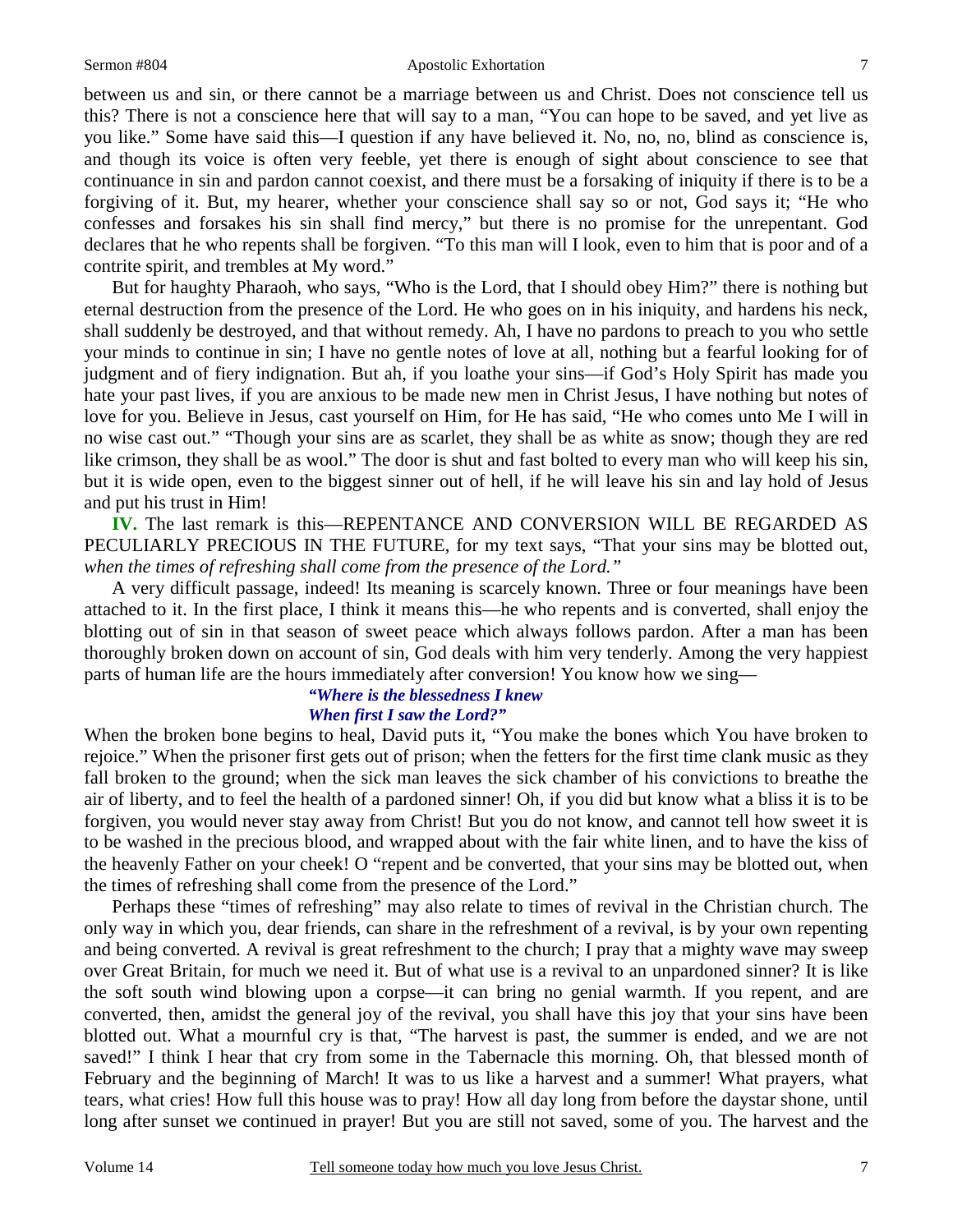between us and sin, or there cannot be a marriage between us and Christ. Does not conscience tell us this? There is not a conscience here that will say to a man, "You can hope to be saved, and yet live as you like." Some have said this—I question if any have believed it. No, no, no, blind as conscience is, and though its voice is often very feeble, yet there is enough of sight about conscience to see that continuance in sin and pardon cannot coexist, and there must be a forsaking of iniquity if there is to be a forgiving of it. But, my hearer, whether your conscience shall say so or not, God says it; "He who confesses and forsakes his sin shall find mercy," but there is no promise for the unrepentant. God declares that he who repents shall be forgiven. "To this man will I look, even to him that is poor and of a contrite spirit, and trembles at My word."

But for haughty Pharaoh, who says, "Who is the Lord, that I should obey Him?" there is nothing but eternal destruction from the presence of the Lord. He who goes on in his iniquity, and hardens his neck, shall suddenly be destroyed, and that without remedy. Ah, I have no pardons to preach to you who settle your minds to continue in sin; I have no gentle notes of love at all, nothing but a fearful looking for of judgment and of fiery indignation. But ah, if you loathe your sins—if God's Holy Spirit has made you hate your past lives, if you are anxious to be made new men in Christ Jesus, I have nothing but notes of love for you. Believe in Jesus, cast yourself on Him, for He has said, "He who comes unto Me I will in no wise cast out." "Though your sins are as scarlet, they shall be as white as snow; though they are red like crimson, they shall be as wool." The door is shut and fast bolted to every man who will keep his sin, but it is wide open, even to the biggest sinner out of hell, if he will leave his sin and lay hold of Jesus and put his trust in Him!

**IV.** The last remark is this—REPENTANCE AND CONVERSION WILL BE REGARDED AS PECULIARLY PRECIOUS IN THE FUTURE, for my text says, "That your sins may be blotted out, *when the times of refreshing shall come from the presence of the Lord."*

A very difficult passage, indeed! Its meaning is scarcely known. Three or four meanings have been attached to it. In the first place, I think it means this—he who repents and is converted, shall enjoy the blotting out of sin in that season of sweet peace which always follows pardon. After a man has been thoroughly broken down on account of sin, God deals with him very tenderly. Among the very happiest parts of human life are the hours immediately after conversion! You know how we sing—

> ***"Where is the blessedness I knew***
> ***When first I saw the Lord?"***

When the broken bone begins to heal, David puts it, "You make the bones which You have broken to rejoice." When the prisoner first gets out of prison; when the fetters for the first time clank music as they fall broken to the ground; when the sick man leaves the sick chamber of his convictions to breathe the air of liberty, and to feel the health of a pardoned sinner! Oh, if you did but know what a bliss it is to be forgiven, you would never stay away from Christ! But you do not know, and cannot tell how sweet it is to be washed in the precious blood, and wrapped about with the fair white linen, and to have the kiss of the heavenly Father on your cheek! O "repent and be converted, that your sins may be blotted out, when the times of refreshing shall come from the presence of the Lord."

Perhaps these "times of refreshing" may also relate to times of revival in the Christian church. The only way in which you, dear friends, can share in the refreshment of a revival, is by your own repenting and being converted. A revival is great refreshment to the church; I pray that a mighty wave may sweep over Great Britain, for much we need it. But of what use is a revival to an unpardoned sinner? It is like the soft south wind blowing upon a corpse—it can bring no genial warmth. If you repent, and are converted, then, amidst the general joy of the revival, you shall have this joy that your sins have been blotted out. What a mournful cry is that, "The harvest is past, the summer is ended, and we are not saved!" I think I hear that cry from some in the Tabernacle this morning. Oh, that blessed month of February and the beginning of March! It was to us like a harvest and a summer! What prayers, what tears, what cries! How full this house was to pray! How all day long from before the daystar shone, until long after sunset we continued in prayer! But you are still not saved, some of you. The harvest and the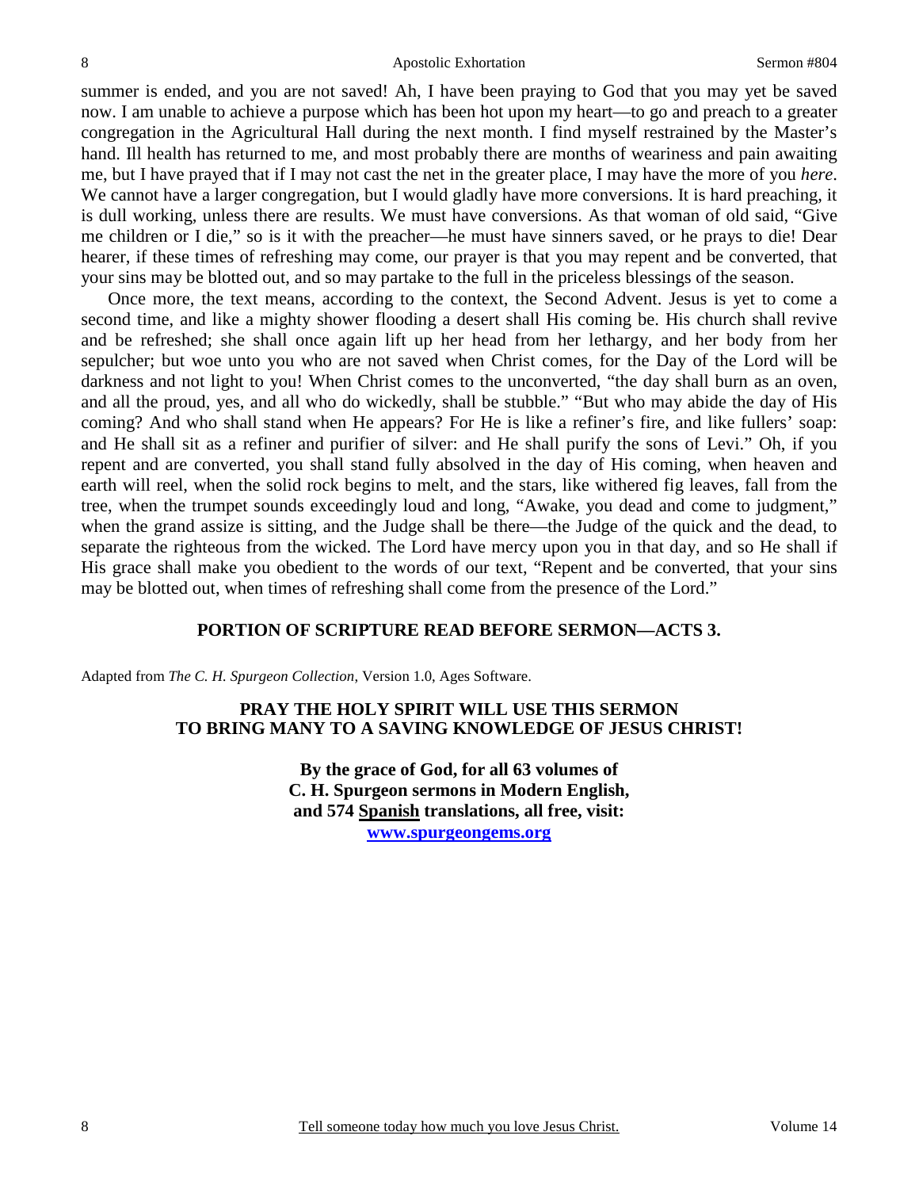summer is ended, and you are not saved! Ah, I have been praying to God that you may yet be saved now. I am unable to achieve a purpose which has been hot upon my heart—to go and preach to a greater congregation in the Agricultural Hall during the next month. I find myself restrained by the Master's hand. Ill health has returned to me, and most probably there are months of weariness and pain awaiting me, but I have prayed that if I may not cast the net in the greater place, I may have the more of you *here*. We cannot have a larger congregation, but I would gladly have more conversions. It is hard preaching, it is dull working, unless there are results. We must have conversions. As that woman of old said, "Give me children or I die," so is it with the preacher—he must have sinners saved, or he prays to die! Dear hearer, if these times of refreshing may come, our prayer is that you may repent and be converted, that your sins may be blotted out, and so may partake to the full in the priceless blessings of the season.

Once more, the text means, according to the context, the Second Advent. Jesus is yet to come a second time, and like a mighty shower flooding a desert shall His coming be. His church shall revive and be refreshed; she shall once again lift up her head from her lethargy, and her body from her sepulcher; but woe unto you who are not saved when Christ comes, for the Day of the Lord will be darkness and not light to you! When Christ comes to the unconverted, "the day shall burn as an oven, and all the proud, yes, and all who do wickedly, shall be stubble." "But who may abide the day of His coming? And who shall stand when He appears? For He is like a refiner's fire, and like fullers' soap: and He shall sit as a refiner and purifier of silver: and He shall purify the sons of Levi." Oh, if you repent and are converted, you shall stand fully absolved in the day of His coming, when heaven and earth will reel, when the solid rock begins to melt, and the stars, like withered fig leaves, fall from the tree, when the trumpet sounds exceedingly loud and long, "Awake, you dead and come to judgment," when the grand assize is sitting, and the Judge shall be there—the Judge of the quick and the dead, to separate the righteous from the wicked. The Lord have mercy upon you in that day, and so He shall if His grace shall make you obedient to the words of our text, "Repent and be converted, that your sins may be blotted out, when times of refreshing shall come from the presence of the Lord."

**PORTION OF SCRIPTURE READ BEFORE SERMON—ACTS 3.**

Adapted from *The C. H. Spurgeon Collection*, Version 1.0, Ages Software.

**PRAY THE HOLY SPIRIT WILL USE THIS SERMON TO BRING MANY TO A SAVING KNOWLEDGE OF JESUS CHRIST!**

**By the grace of God, for all 63 volumes of C. H. Spurgeon sermons in Modern English, and 574 Spanish translations, all free, visit: www.spurgeongems.org**

Tell someone today how much you love Jesus Christ.